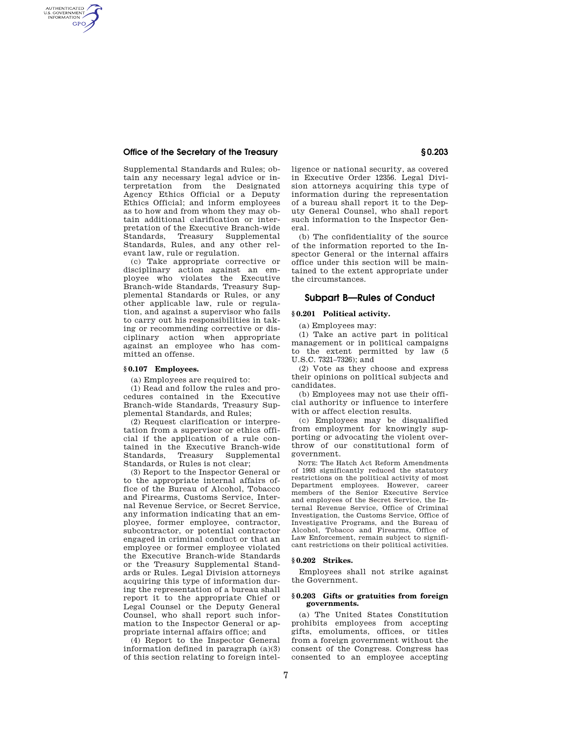Supplemental Standards and Rules; obtain any necessary legal advice or interpretation from the Designated Agency Ethics Official or a Deputy Ethics Official; and inform employees as to how and from whom they may obtain additional clarification or interpretation of the Executive Branch-wide Standards, Treasury Supplemental Standards, Rules, and any other relevant law, rule or regulation.

(c) Take appropriate corrective or disciplinary action against an employee who violates the Executive Branch-wide Standards, Treasury Supplemental Standards or Rules, or any other applicable law, rule or regulation, and against a supervisor who fails to carry out his responsibilities in taking or recommending corrective or disciplinary action when appropriate against an employee who has committed an offense.

### § 0.107 Employees.

(a) Employees are required to:

(1) Read and follow the rules and procedures contained in the Executive Branch-wide Standards, Treasury Supplemental Standards, and Rules;

(2) Request clarification or interpretation from a supervisor or ethics official if the application of a rule contained in the Executive Branch-wide Standards, Treasury Supplemental Standards, or Rules is not clear;

(3) Report to the Inspector General or to the appropriate internal affairs office of the Bureau of Alcohol, Tobacco and Firearms, Customs Service, Internal Revenue Service, or Secret Service, any information indicating that an employee, former employee, contractor, subcontractor, or potential contractor engaged in criminal conduct or that an employee or former employee violated the Executive Branch-wide Standards or the Treasury Supplemental Standards or Rules. Legal Division attorneys acquiring this type of information during the representation of a bureau shall report it to the appropriate Chief or Legal Counsel or the Deputy General Counsel, who shall report such information to the Inspector General or appropriate internal affairs office; and

(4) Report to the Inspector General information defined in paragraph (a)(3) of this section relating to foreign intelligence or national security, as covered in Executive Order 12356. Legal Division attorneys acquiring this type of information during the representation of a bureau shall report it to the Deputy General Counsel, who shall report such information to the Inspector General.

(b) The confidentiality of the source of the information reported to the Inspector General or the internal affairs office under this section will be maintained to the extent appropriate under the circumstances.

## Subpart B—Rules of Conduct

### § 0.201 Political activity.

(a) Employees may:

(1) Take an active part in political management or in political campaigns to the extent permitted by law (5 U.S.C. 7321–7326); and

(2) Vote as they choose and express their opinions on political subjects and candidates.

(b) Employees may not use their official authority or influence to interfere with or affect election results.

(c) Employees may be disqualified from employment for knowingly supporting or advocating the violent overthrow of our constitutional form of government.

NOTE: The Hatch Act Reform Amendments of 1993 significantly reduced the statutory restrictions on the political activity of most Department employees. However, career members of the Senior Executive Service and employees of the Secret Service, the Internal Revenue Service, Office of Criminal Investigation, the Customs Service, Office of Investigative Programs, and the Bureau of Alcohol, Tobacco and Firearms, Office of Law Enforcement, remain subject to significant restrictions on their political activities.

### § 0.202 Strikes.

Employees shall not strike against the Government.

### § 0.203 Gifts or gratuities from foreign governments.

(a) The United States Constitution prohibits employees from accepting gifts, emoluments, offices, or titles from a foreign government without the consent of the Congress. Congress has consented to an employee accepting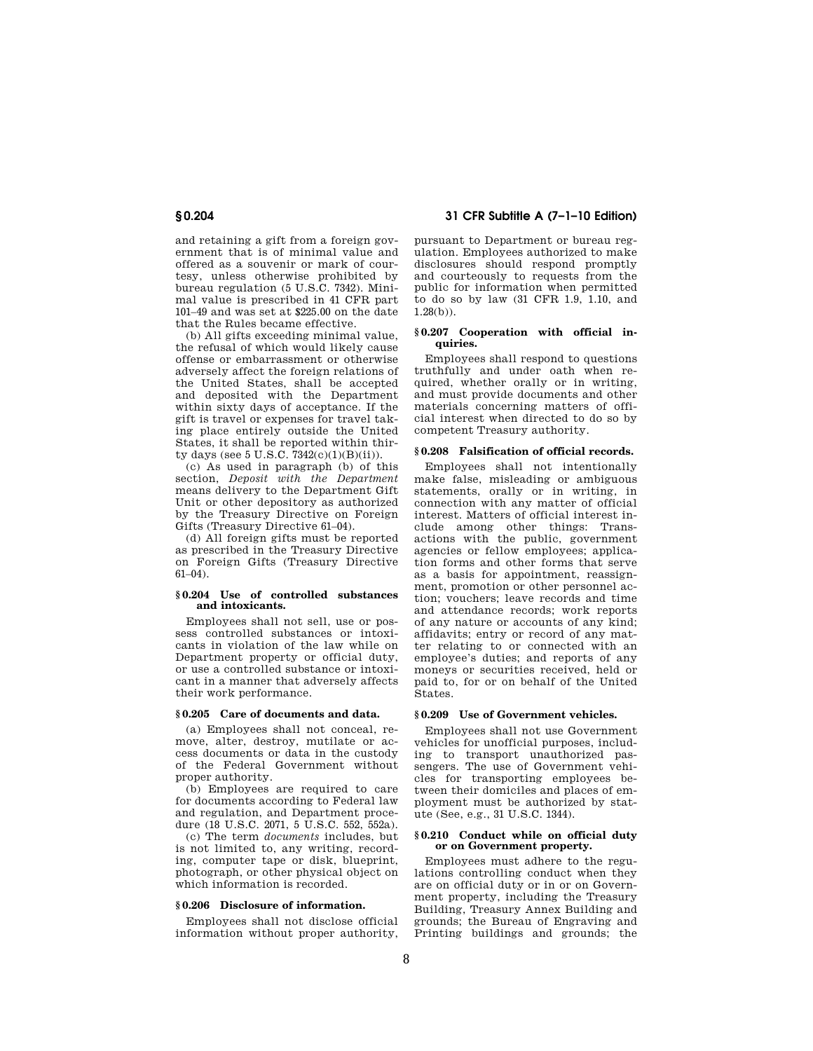and retaining a gift from a foreign government that is of minimal value and offered as a souvenir or mark of courtesy, unless otherwise prohibited by bureau regulation (5 U.S.C. 7342). Minimal value is prescribed in 41 CFR part 101–49 and was set at $225.00 on the date that the Rules became effective.

(b) All gifts exceeding minimal value, the refusal of which would likely cause offense or embarrassment or otherwise adversely affect the foreign relations of the United States, shall be accepted and deposited with the Department within sixty days of acceptance. If the gift is travel or expenses for travel taking place entirely outside the United States, it shall be reported within thirty days (see 5 U.S.C. 7342(c)(1)(B)(ii)).

(c) As used in paragraph (b) of this section, *Deposit with the Department* means delivery to the Department Gift Unit or other depository as authorized by the Treasury Directive on Foreign Gifts (Treasury Directive 61–04).

(d) All foreign gifts must be reported as prescribed in the Treasury Directive on Foreign Gifts (Treasury Directive 61–04).

### § 0.204 Use of controlled substances and intoxicants.

Employees shall not sell, use or possess controlled substances or intoxicants in violation of the law while on Department property or official duty, or use a controlled substance or intoxicant in a manner that adversely affects their work performance.

### § 0.205 Care of documents and data.

(a) Employees shall not conceal, remove, alter, destroy, mutilate or access documents or data in the custody of the Federal Government without proper authority.

(b) Employees are required to care for documents according to Federal law and regulation, and Department procedure (18 U.S.C. 2071, 5 U.S.C. 552, 552a).

(c) The term *documents* includes, but is not limited to, any writing, recording, computer tape or disk, blueprint, photograph, or other physical object on which information is recorded.

### § 0.206 Disclosure of information.

Employees shall not disclose official information without proper authority, pursuant to Department or bureau regulation. Employees authorized to make disclosures should respond promptly and courteously to requests from the public for information when permitted to do so by law (31 CFR 1.9, 1.10, and 1.28(b)).

### § 0.207 Cooperation with official inquiries.

Employees shall respond to questions truthfully and under oath when required, whether orally or in writing, and must provide documents and other materials concerning matters of official interest when directed to do so by competent Treasury authority.

### § 0.208 Falsification of official records.

Employees shall not intentionally make false, misleading or ambiguous statements, orally or in writing, in connection with any matter of official interest. Matters of official interest include among other things: Transactions with the public, government agencies or fellow employees; application forms and other forms that serve as a basis for appointment, reassignment, promotion or other personnel action; vouchers; leave records and time and attendance records; work reports of any nature or accounts of any kind; affidavits; entry or record of any matter relating to or connected with an employee's duties; and reports of any moneys or securities received, held or paid to, for or on behalf of the United States.

### § 0.209 Use of Government vehicles.

Employees shall not use Government vehicles for unofficial purposes, including to transport unauthorized passengers. The use of Government vehicles for transporting employees between their domiciles and places of employment must be authorized by statute (See, e.g., 31 U.S.C. 1344).

### § 0.210 Conduct while on official duty or on Government property.

Employees must adhere to the regulations controlling conduct when they are on official duty or in or on Government property, including the Treasury Building, Treasury Annex Building and grounds; the Bureau of Engraving and Printing buildings and grounds; the